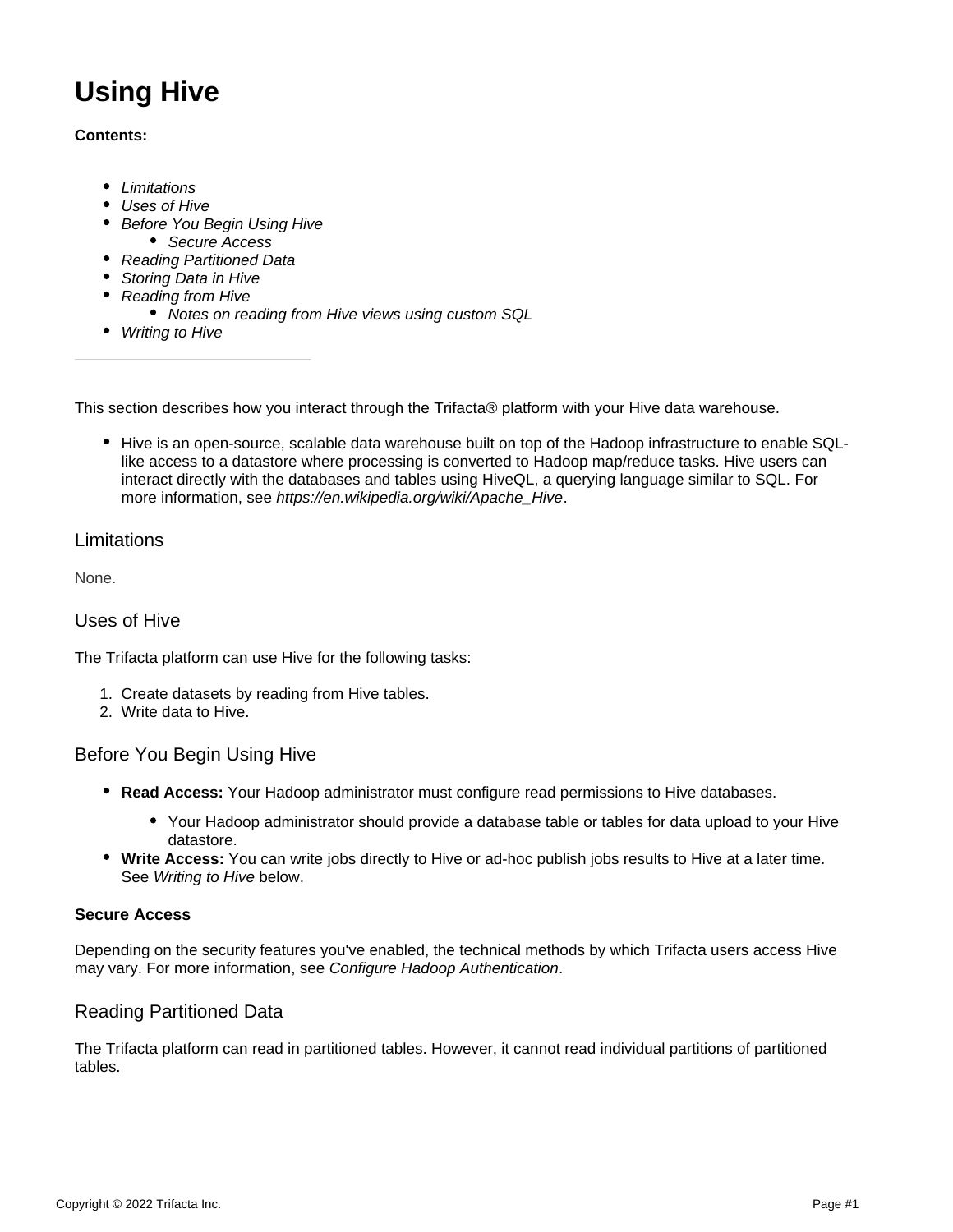# Using Hive

**Contents:**

- *Limitations*
- *Uses of Hive*
- *Before You Begin Using Hive*
  - *Secure Access*
- *Reading Partitioned Data*
- *Storing Data in Hive*
- *Reading from Hive*
  - *Notes on reading from Hive views using custom SQL*
- *Writing to Hive*

---

This section describes how you interact through the Trifacta® platform with your Hive data warehouse.

- Hive is an open-source, scalable data warehouse built on top of the Hadoop infrastructure to enable SQL-like access to a datastore where processing is converted to Hadoop map/reduce tasks. Hive users can interact directly with the databases and tables using HiveQL, a querying language similar to SQL. For more information, see *https://en.wikipedia.org/wiki/Apache_Hive*.

## Limitations

None.

## Uses of Hive

The Trifacta platform can use Hive for the following tasks:

1. Create datasets by reading from Hive tables.
2. Write data to Hive.

## Before You Begin Using Hive

- **Read Access:** Your Hadoop administrator must configure read permissions to Hive databases.
  - Your Hadoop administrator should provide a database table or tables for data upload to your Hive datastore.
- **Write Access:** You can write jobs directly to Hive or ad-hoc publish jobs results to Hive at a later time. See *Writing to Hive* below.

### Secure Access

Depending on the security features you've enabled, the technical methods by which Trifacta users access Hive may vary. For more information, see *Configure Hadoop Authentication*.

## Reading Partitioned Data

The Trifacta platform can read in partitioned tables. However, it cannot read individual partitions of partitioned tables.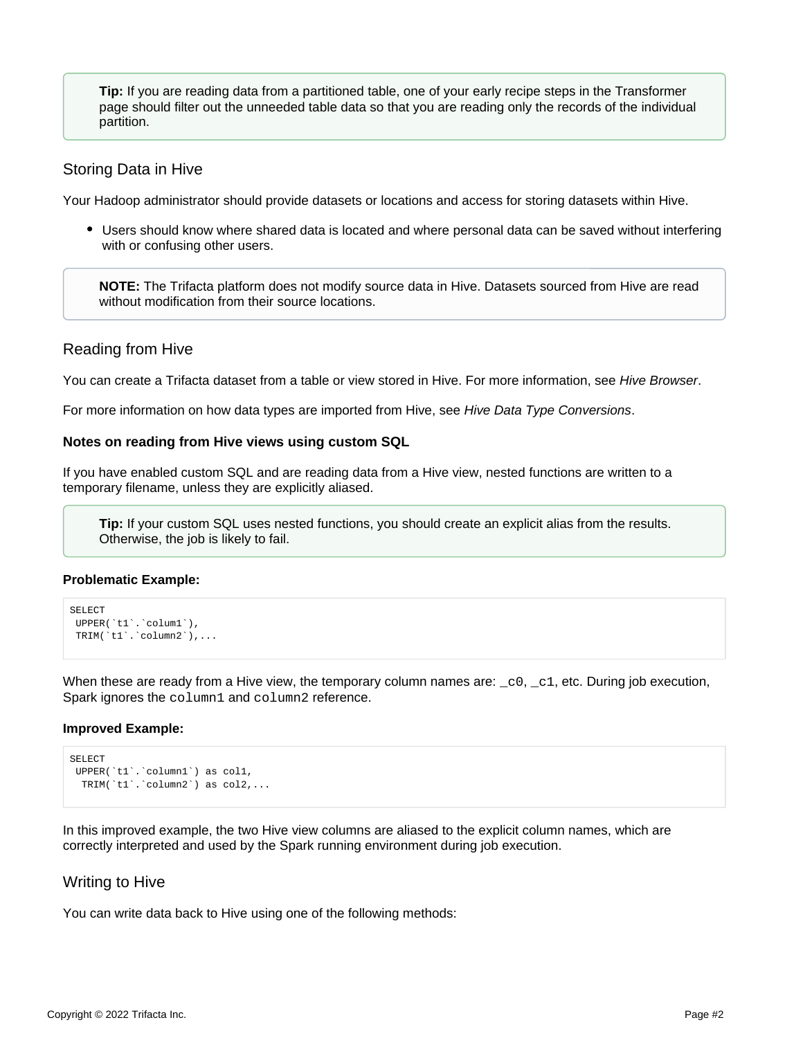> **Tip:** If you are reading data from a partitioned table, one of your early recipe steps in the Transformer page should filter out the unneeded table data so that you are reading only the records of the individual partition.

## Storing Data in Hive

Your Hadoop administrator should provide datasets or locations and access for storing datasets within Hive.

- Users should know where shared data is located and where personal data can be saved without interfering with or confusing other users.

> **NOTE:** The Trifacta platform does not modify source data in Hive. Datasets sourced from Hive are read without modification from their source locations.

## Reading from Hive

You can create a Trifacta dataset from a table or view stored in Hive. For more information, see *Hive Browser*.

For more information on how data types are imported from Hive, see *Hive Data Type Conversions*.

#### Notes on reading from Hive views using custom SQL

If you have enabled custom SQL and are reading data from a Hive view, nested functions are written to a temporary filename, unless they are explicitly aliased.

> **Tip:** If your custom SQL uses nested functions, you should create an explicit alias from the results. Otherwise, the job is likely to fail.

#### Problematic Example:

```
SELECT
 UPPER(`t1`.`colum1`),
 TRIM(`t1`.`column2`),...
```

When these are ready from a Hive view, the temporary column names are: `_c0`, `_c1`, etc. During job execution, Spark ignores the `column1` and `column2` reference.

#### Improved Example:

```
SELECT
 UPPER(`t1`.`column1`) as col1,
  TRIM(`t1`.`column2`) as col2,...
```

In this improved example, the two Hive view columns are aliased to the explicit column names, which are correctly interpreted and used by the Spark running environment during job execution.

## Writing to Hive

You can write data back to Hive using one of the following methods: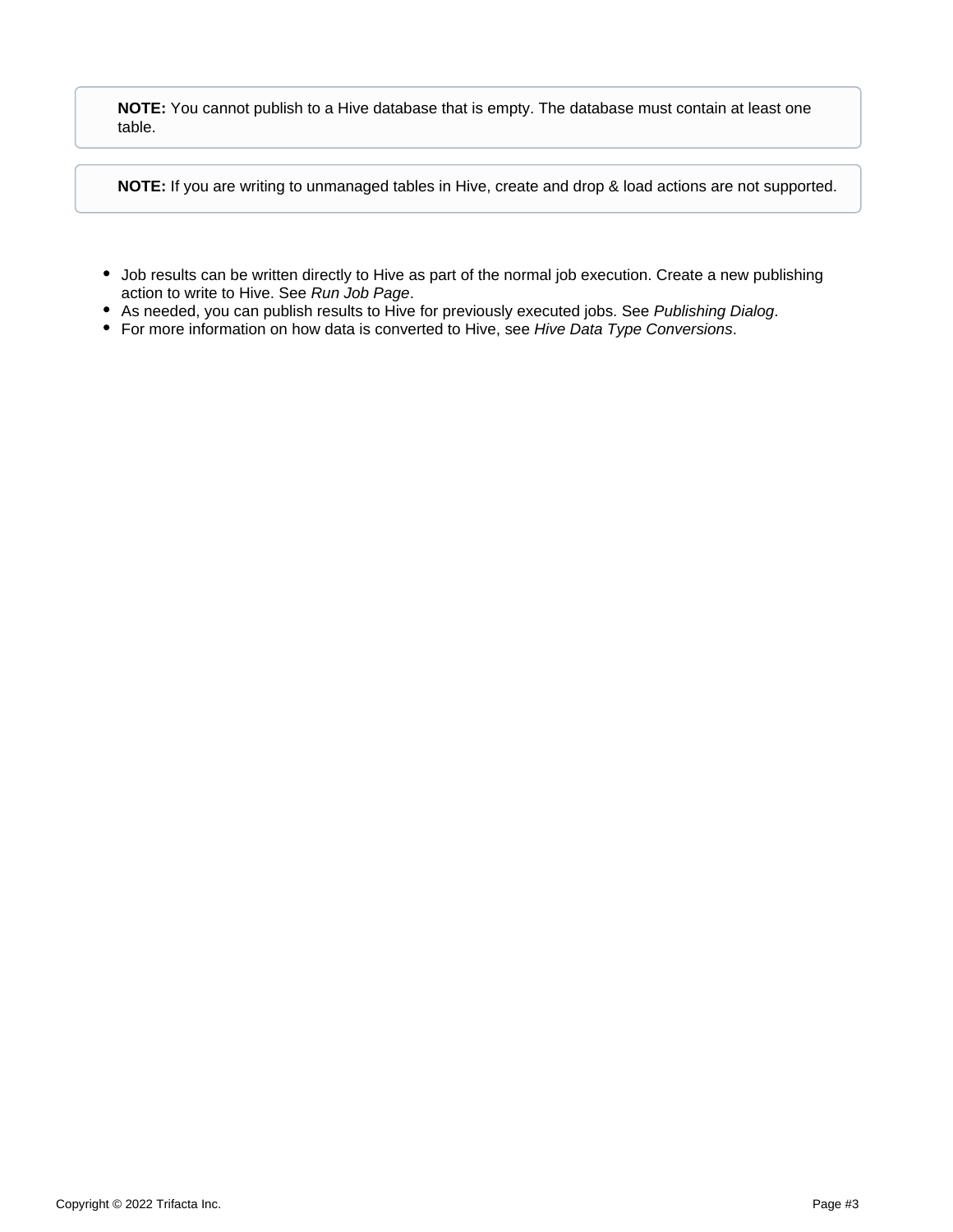> **NOTE:** You cannot publish to a Hive database that is empty. The database must contain at least one table.

> **NOTE:** If you are writing to unmanaged tables in Hive, create and drop & load actions are not supported.

- Job results can be written directly to Hive as part of the normal job execution. Create a new publishing action to write to Hive. See *Run Job Page*.
- As needed, you can publish results to Hive for previously executed jobs. See *Publishing Dialog*.
- For more information on how data is converted to Hive, see *Hive Data Type Conversions*.